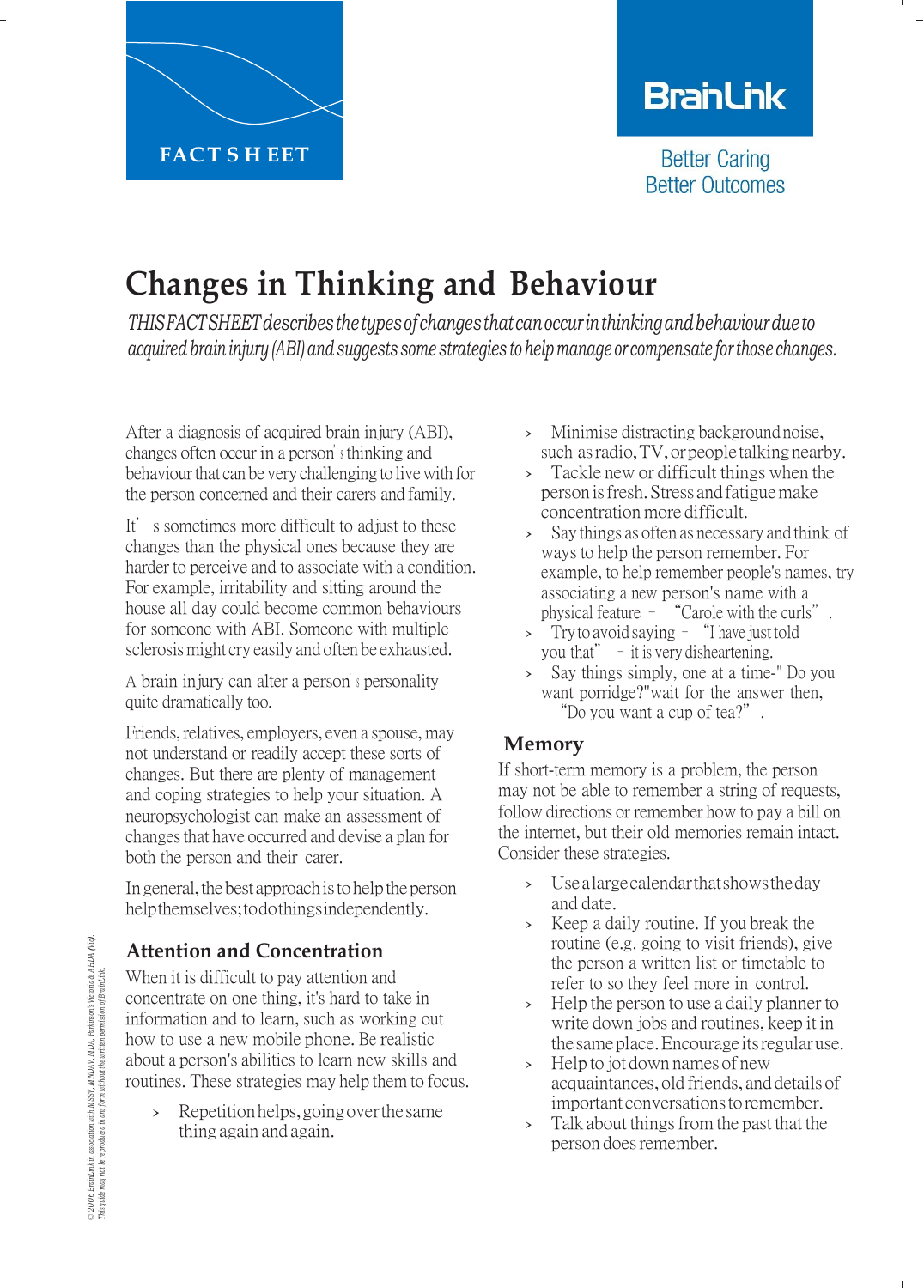FACT SHEET

BrainLink

Better Caring
Better Outcomes

# Changes in Thinking and Behaviour

*THIS FACT SHEET describes the types of changes that can occur in thinking and behaviour due to acquired brain injury (ABI) and suggests some strategies to help manage or compensate for those changes.*

After a diagnosis of acquired brain injury (ABI), changes often occur in a person's thinking and behaviour that can be very challenging to live with for the person concerned and their carers and family.

It's sometimes more difficult to adjust to these changes than the physical ones because they are harder to perceive and to associate with a condition. For example, irritability and sitting around the house all day could become common behaviours for someone with ABI. Someone with multiple sclerosis might cry easily and often be exhausted.

A brain injury can alter a person's personality quite dramatically too.

Friends, relatives, employers, even a spouse, may not understand or readily accept these sorts of changes. But there are plenty of management and coping strategies to help your situation. A neuropsychologist can make an assessment of changes that have occurred and devise a plan for both the person and their carer.

In general, the best approach is to help the person help themselves; to do things independently.

## Attention and Concentration

When it is difficult to pay attention and concentrate on one thing, it's hard to take in information and to learn, such as working out how to use a new mobile phone. Be realistic about a person's abilities to learn new skills and routines. These strategies may help them to focus.

- Repetition helps, going over the same thing again and again.
- Minimise distracting background noise, such as radio, TV, or people talking nearby.
- Tackle new or difficult things when the person is fresh. Stress and fatigue make concentration more difficult.
- Say things as often as necessary and think of ways to help the person remember. For example, to help remember people's names, try associating a new person's name with a physical feature – "Carole with the curls".
- Try to avoid saying – "I have just told you that" – it is very disheartening.
- Say things simply, one at a time-" Do you want porridge?"wait for the answer then, "Do you want a cup of tea?".

## Memory

If short-term memory is a problem, the person may not be able to remember a string of requests, follow directions or remember how to pay a bill on the internet, but their old memories remain intact. Consider these strategies.

- Use a large calendar that shows the day and date.
- Keep a daily routine. If you break the routine (e.g. going to visit friends), give the person a written list or timetable to refer to so they feel more in control.
- Help the person to use a daily planner to write down jobs and routines, keep it in the same place. Encourage its regular use.
- Help to jot down names of new acquaintances, old friends, and details of important conversations to remember.
- Talk about things from the past that the person does remember.

© 2006 BrainLink in association with MSSV, MNDAV, MDA, Parkinson's Victoria & AHDA (Vic). This guide may not be reproduced in any form without the written permission of BrainLink.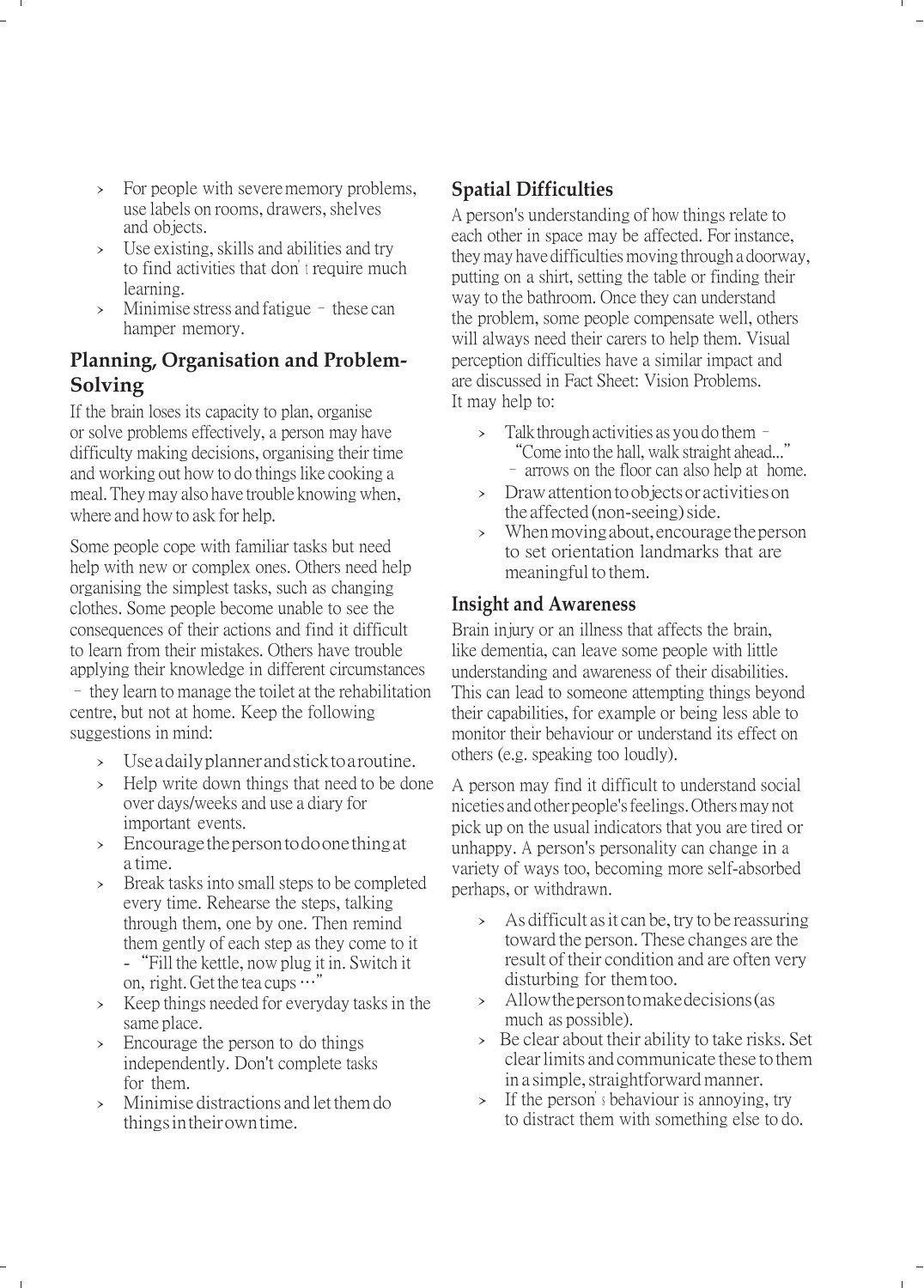- For people with severe memory problems, use labels on rooms, drawers, shelves and objects.
- Use existing, skills and abilities and try to find activities that don't require much learning.
- Minimise stress and fatigue – these can hamper memory.

## Planning, Organisation and Problem-Solving

If the brain loses its capacity to plan, organise or solve problems effectively, a person may have difficulty making decisions, organising their time and working out how to do things like cooking a meal. They may also have trouble knowing when, where and how to ask for help.

Some people cope with familiar tasks but need help with new or complex ones. Others need help organising the simplest tasks, such as changing clothes. Some people become unable to see the consequences of their actions and find it difficult to learn from their mistakes. Others have trouble applying their knowledge in different circumstances – they learn to manage the toilet at the rehabilitation centre, but not at home. Keep the following suggestions in mind:

- Use a daily planner and stick to a routine.
- Help write down things that need to be done over days/weeks and use a diary for important events.
- Encourage the person to do one thing at a time.
- Break tasks into small steps to be completed every time. Rehearse the steps, talking through them, one by one. Then remind them gently of each step as they come to it - "Fill the kettle, now plug it in. Switch it on, right. Get the tea cups …"
- Keep things needed for everyday tasks in the same place.
- Encourage the person to do things independently. Don't complete tasks for them.
- Minimise distractions and let them do things in their own time.

## Spatial Difficulties

A person's understanding of how things relate to each other in space may be affected. For instance, they may have difficulties moving through a doorway, putting on a shirt, setting the table or finding their way to the bathroom. Once they can understand the problem, some people compensate well, others will always need their carers to help them. Visual perception difficulties have a similar impact and are discussed in Fact Sheet: Vision Problems. It may help to:

- Talk through activities as you do them – "Come into the hall, walk straight ahead..." – arrows on the floor can also help at home.
- Draw attention to objects or activities on the affected (non-seeing) side.
- When moving about, encourage the person to set orientation landmarks that are meaningful to them.

## Insight and Awareness

Brain injury or an illness that affects the brain, like dementia, can leave some people with little understanding and awareness of their disabilities. This can lead to someone attempting things beyond their capabilities, for example or being less able to monitor their behaviour or understand its effect on others (e.g. speaking too loudly).

A person may find it difficult to understand social niceties and other people's feelings. Others may not pick up on the usual indicators that you are tired or unhappy. A person's personality can change in a variety of ways too, becoming more self-absorbed perhaps, or withdrawn.

- As difficult as it can be, try to be reassuring toward the person. These changes are the result of their condition and are often very disturbing for them too.
- Allow the person to make decisions (as much as possible).
- Be clear about their ability to take risks. Set clear limits and communicate these to them in a simple, straightforward manner.
- If the person's behaviour is annoying, try to distract them with something else to do.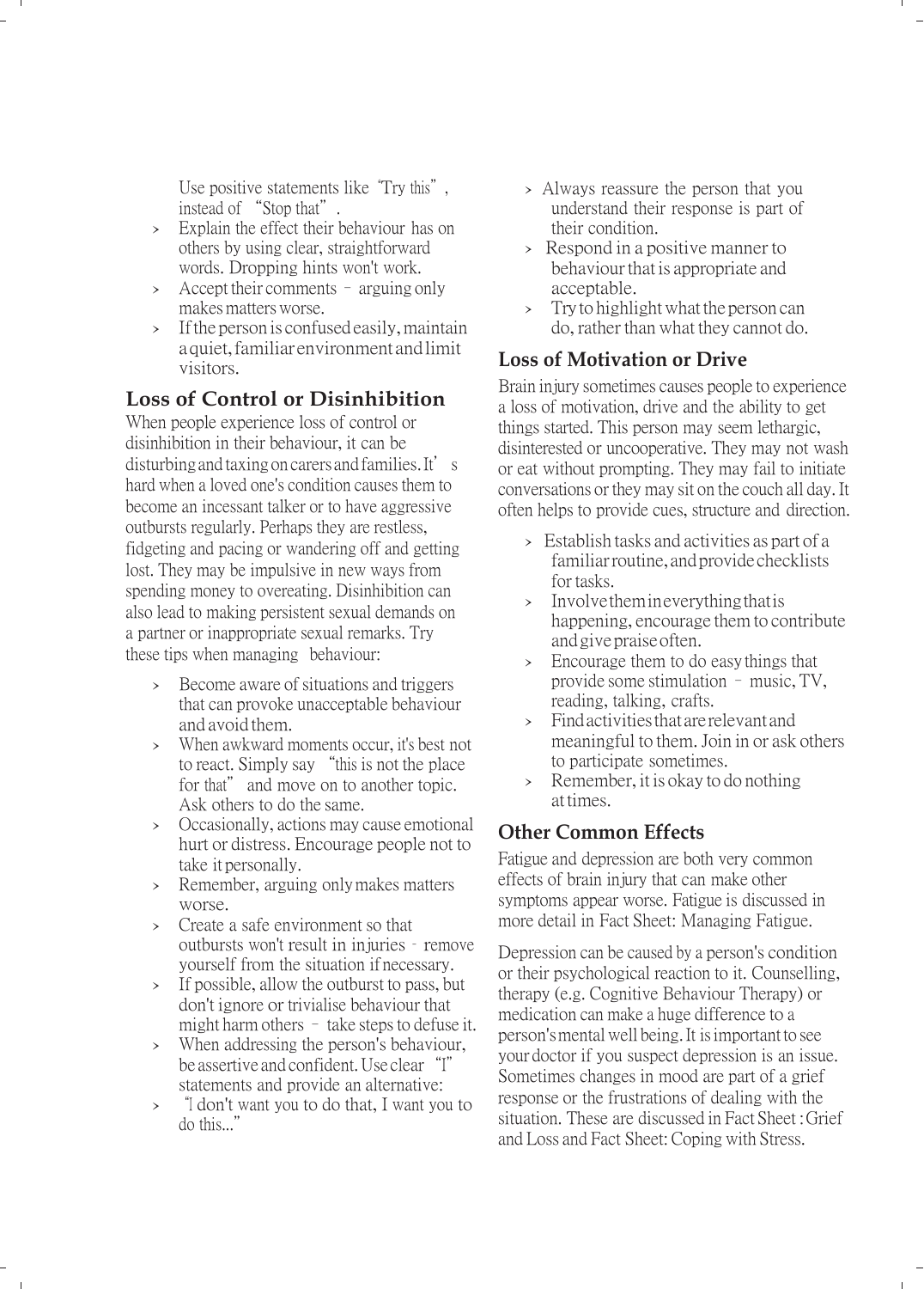Use positive statements like "Try this", instead of "Stop that".

- Explain the effect their behaviour has on others by using clear, straightforward words. Dropping hints won't work.
- Accept their comments – arguing only makes matters worse.
- If the person is confused easily, maintain a quiet, familiar environment and limit visitors.

## Loss of Control or Disinhibition

When people experience loss of control or disinhibition in their behaviour, it can be disturbing and taxing on carers and families. It's hard when a loved one's condition causes them to become an incessant talker or to have aggressive outbursts regularly. Perhaps they are restless, fidgeting and pacing or wandering off and getting lost. They may be impulsive in new ways from spending money to overeating. Disinhibition can also lead to making persistent sexual demands on a partner or inappropriate sexual remarks. Try these tips when managing behaviour:

- Become aware of situations and triggers that can provoke unacceptable behaviour and avoid them.
- When awkward moments occur, it's best not to react. Simply say "this is not the place for that" and move on to another topic. Ask others to do the same.
- Occasionally, actions may cause emotional hurt or distress. Encourage people not to take it personally.
- Remember, arguing only makes matters worse.
- Create a safe environment so that outbursts won't result in injuries - remove yourself from the situation if necessary.
- If possible, allow the outburst to pass, but don't ignore or trivialise behaviour that might harm others – take steps to defuse it.
- When addressing the person's behaviour, be assertive and confident. Use clear "I" statements and provide an alternative:
- "I don't want you to do that, I want you to do this..."
- Always reassure the person that you understand their response is part of their condition.
- Respond in a positive manner to behaviour that is appropriate and acceptable.
- Try to highlight what the person can do, rather than what they cannot do.

## Loss of Motivation or Drive

Brain injury sometimes causes people to experience a loss of motivation, drive and the ability to get things started. This person may seem lethargic, disinterested or uncooperative. They may not wash or eat without prompting. They may fail to initiate conversations or they may sit on the couch all day. It often helps to provide cues, structure and direction.

- Establish tasks and activities as part of a familiar routine, and provide checklists for tasks.
- Involve them in everything that is happening, encourage them to contribute and give praise often.
- Encourage them to do easy things that provide some stimulation – music, TV, reading, talking, crafts.
- Find activities that are relevant and meaningful to them. Join in or ask others to participate sometimes.
- Remember, it is okay to do nothing at times.

## Other Common Effects

Fatigue and depression are both very common effects of brain injury that can make other symptoms appear worse. Fatigue is discussed in more detail in Fact Sheet: Managing Fatigue.

Depression can be caused by a person's condition or their psychological reaction to it. Counselling, therapy (e.g. Cognitive Behaviour Therapy) or medication can make a huge difference to a person's mental well being. It is important to see your doctor if you suspect depression is an issue. Sometimes changes in mood are part of a grief response or the frustrations of dealing with the situation. These are discussed in Fact Sheet : Grief and Loss and Fact Sheet: Coping with Stress.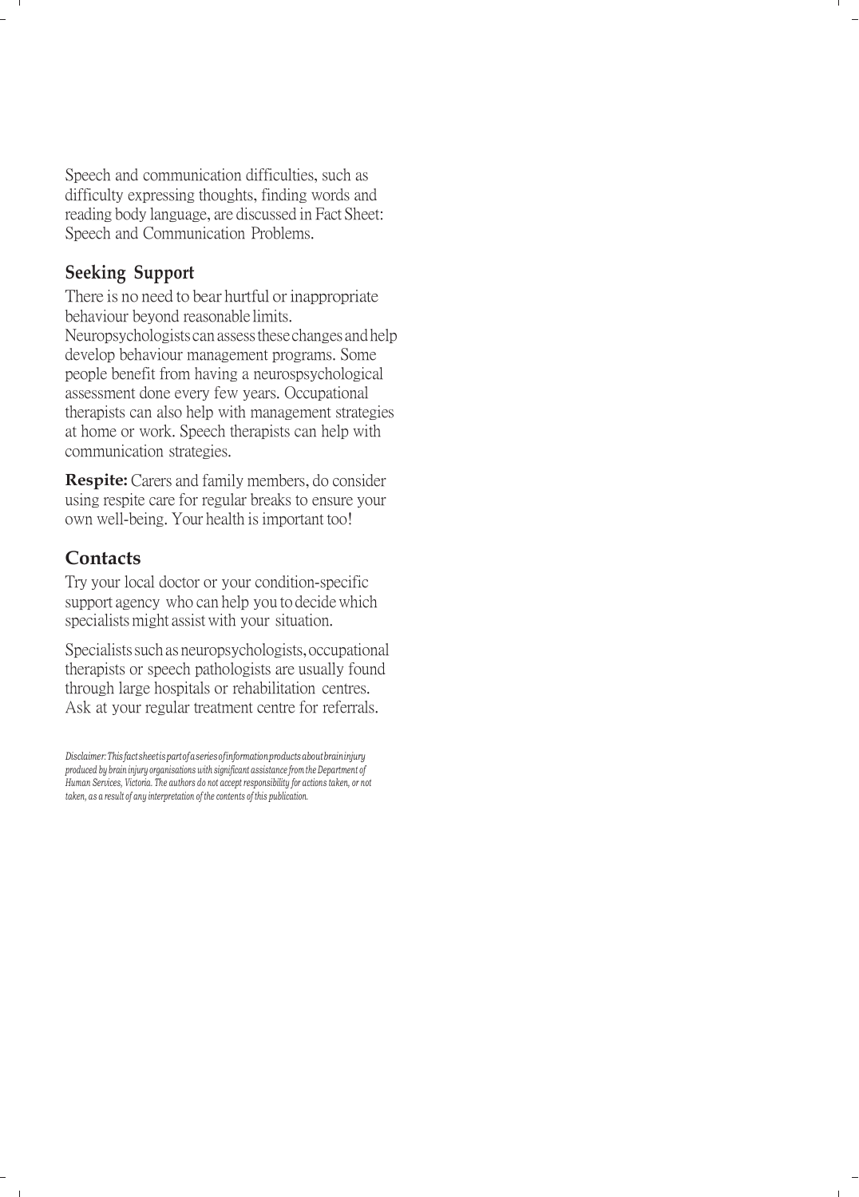Speech and communication difficulties, such as difficulty expressing thoughts, finding words and reading body language, are discussed in Fact Sheet: Speech and Communication Problems.

## Seeking Support

There is no need to bear hurtful or inappropriate behaviour beyond reasonable limits. Neuropsychologists can assess these changes and help develop behaviour management programs. Some people benefit from having a neurospsychological assessment done every few years. Occupational therapists can also help with management strategies at home or work. Speech therapists can help with communication strategies.

**Respite:** Carers and family members, do consider using respite care for regular breaks to ensure your own well-being. Your health is important too!

## Contacts

Try your local doctor or your condition-specific support agency who can help you to decide which specialists might assist with your situation.

Specialists such as neuropsychologists, occupational therapists or speech pathologists are usually found through large hospitals or rehabilitation centres. Ask at your regular treatment centre for referrals.

*Disclaimer: This fact sheet is part of a series of information products about brain injury produced by brain injury organisations with significant assistance from the Department of Human Services, Victoria. The authors do not accept responsibility for actions taken, or not taken, as a result of any interpretation of the contents of this publication.*